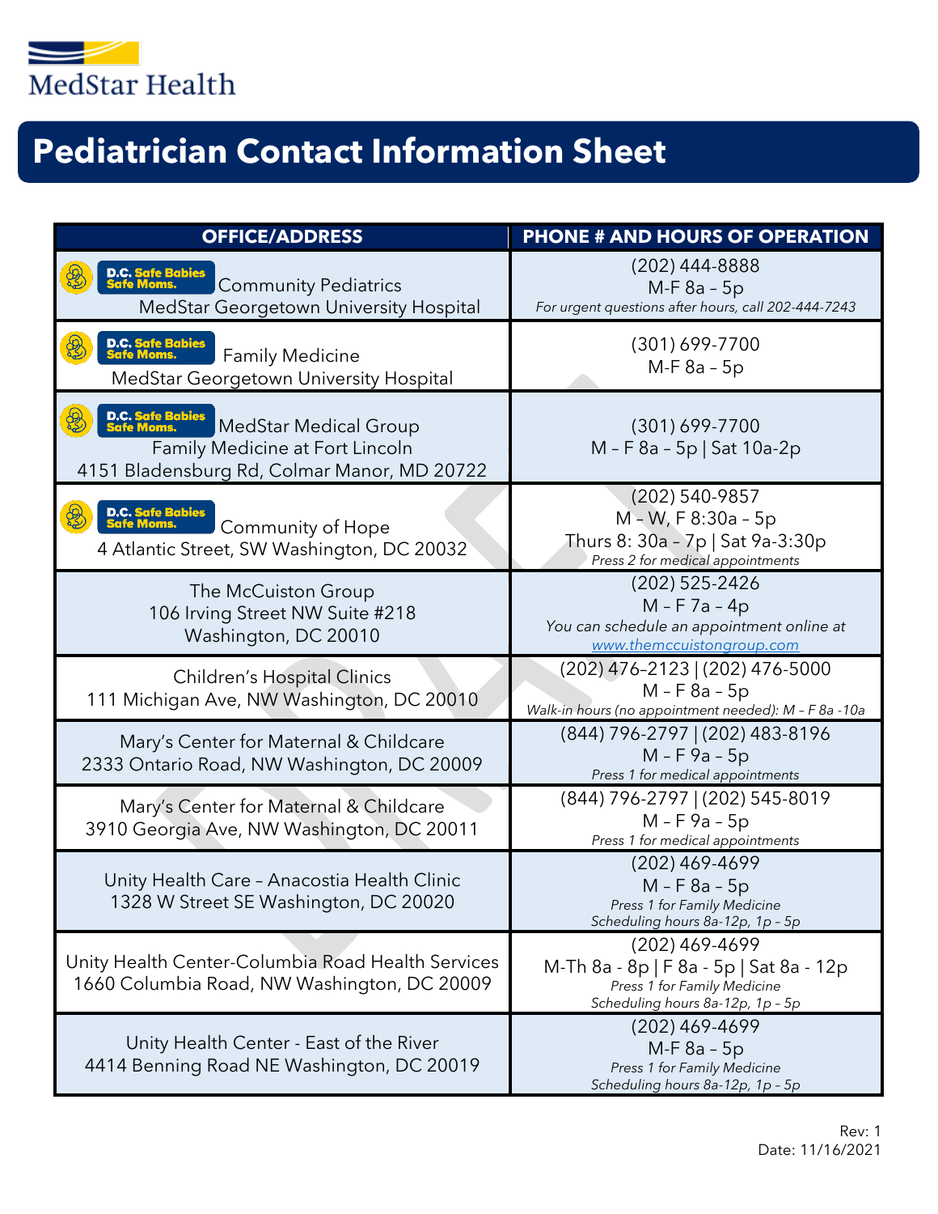MedStar Health

# Pediatrician Contact Information Sheet

| OFFICE/ADDRESS | PHONE # AND HOURS OF OPERATION |
|---|---|
| D.C. Safe Babies Safe Moms. Community Pediatrics<br>MedStar Georgetown University Hospital | (202) 444-8888<br>M-F 8a – 5p<br>*For urgent questions after hours, call 202-444-7243* |
| D.C. Safe Babies Safe Moms. Family Medicine<br>MedStar Georgetown University Hospital | (301) 699-7700<br>M-F 8a – 5p |
| D.C. Safe Babies Safe Moms. MedStar Medical Group<br>Family Medicine at Fort Lincoln<br>4151 Bladensburg Rd, Colmar Manor, MD 20722 | (301) 699-7700<br>M – F 8a – 5p \| Sat 10a-2p |
| D.C. Safe Babies Safe Moms. Community of Hope<br>4 Atlantic Street, SW Washington, DC 20032 | (202) 540-9857<br>M – W, F 8:30a – 5p<br>Thurs 8: 30a – 7p \| Sat 9a-3:30p<br>*Press 2 for medical appointments* |
| The McCuiston Group<br>106 Irving Street NW Suite #218<br>Washington, DC 20010 | (202) 525-2426<br>M – F 7a – 4p<br>*You can schedule an appointment online at [www.themccuistongroup.com](www.themccuistongroup.com)* |
| Children's Hospital Clinics<br>111 Michigan Ave, NW Washington, DC 20010 | (202) 476-2123 \| (202) 476-5000<br>M – F 8a – 5p<br>*Walk-in hours (no appointment needed): M – F 8a -10a* |
| Mary's Center for Maternal & Childcare<br>2333 Ontario Road, NW Washington, DC 20009 | (844) 796-2797 \| (202) 483-8196<br>M – F 9a – 5p<br>*Press 1 for medical appointments* |
| Mary's Center for Maternal & Childcare<br>3910 Georgia Ave, NW Washington, DC 20011 | (844) 796-2797 \| (202) 545-8019<br>M – F 9a – 5p<br>*Press 1 for medical appointments* |
| Unity Health Care – Anacostia Health Clinic<br>1328 W Street SE Washington, DC 20020 | (202) 469-4699<br>M – F 8a – 5p<br>*Press 1 for Family Medicine*<br>*Scheduling hours 8a-12p, 1p – 5p* |
| Unity Health Center-Columbia Road Health Services<br>1660 Columbia Road, NW Washington, DC 20009 | (202) 469-4699<br>M-Th 8a - 8p \| F 8a - 5p \| Sat 8a - 12p<br>*Press 1 for Family Medicine*<br>*Scheduling hours 8a-12p, 1p – 5p* |
| Unity Health Center - East of the River<br>4414 Benning Road NE Washington, DC 20019 | (202) 469-4699<br>M-F 8a – 5p<br>*Press 1 for Family Medicine*<br>*Scheduling hours 8a-12p, 1p – 5p* |

Rev: 1
Date: 11/16/2021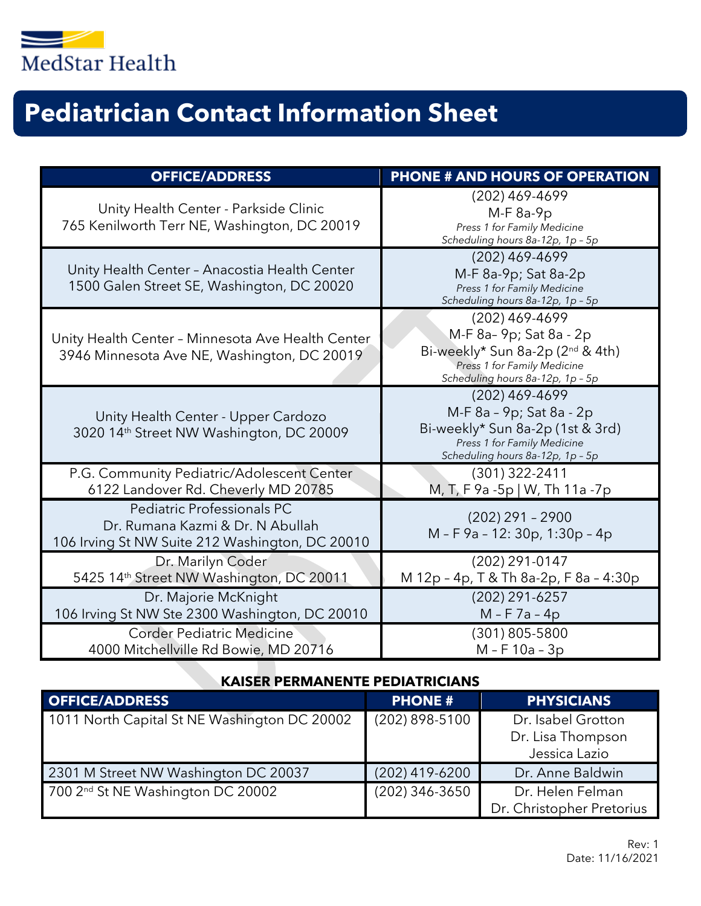MedStar Health

# Pediatrician Contact Information Sheet

| OFFICE/ADDRESS | PHONE # AND HOURS OF OPERATION |
|---|---|
| Unity Health Center - Parkside Clinic<br>765 Kenilworth Terr NE, Washington, DC 20019 | (202) 469-4699<br>M-F 8a-9p<br>*Press 1 for Family Medicine*<br>*Scheduling hours 8a-12p, 1p – 5p* |
| Unity Health Center – Anacostia Health Center<br>1500 Galen Street SE, Washington, DC 20020 | (202) 469-4699<br>M-F 8a-9p; Sat 8a-2p<br>*Press 1 for Family Medicine*<br>*Scheduling hours 8a-12p, 1p – 5p* |
| Unity Health Center – Minnesota Ave Health Center<br>3946 Minnesota Ave NE, Washington, DC 20019 | (202) 469-4699<br>M-F 8a– 9p; Sat 8a - 2p<br>Bi-weekly* Sun 8a-2p (2nd & 4th)<br>*Press 1 for Family Medicine*<br>*Scheduling hours 8a-12p, 1p – 5p* |
| Unity Health Center - Upper Cardozo<br>3020 14th Street NW Washington, DC 20009 | (202) 469-4699<br>M-F 8a – 9p; Sat 8a - 2p<br>Bi-weekly* Sun 8a-2p (1st & 3rd)<br>*Press 1 for Family Medicine*<br>*Scheduling hours 8a-12p, 1p – 5p* |
| P.G. Community Pediatric/Adolescent Center<br>6122 Landover Rd. Cheverly MD 20785 | (301) 322-2411<br>M, T, F 9a -5p \| W, Th 11a -7p |
| Pediatric Professionals PC<br>Dr. Rumana Kazmi & Dr. N Abullah<br>106 Irving St NW Suite 212 Washington, DC 20010 | (202) 291 – 2900<br>M – F 9a – 12: 30p, 1:30p – 4p |
| Dr. Marilyn Coder<br>5425 14th Street NW Washington, DC 20011 | (202) 291-0147<br>M 12p – 4p, T & Th 8a-2p, F 8a – 4:30p |
| Dr. Majorie McKnight<br>106 Irving St NW Ste 2300 Washington, DC 20010 | (202) 291-6257<br>M – F 7a – 4p |
| Corder Pediatric Medicine<br>4000 Mitchellville Rd Bowie, MD 20716 | (301) 805-5800<br>M – F 10a – 3p |

**KAISER PERMANENTE PEDIATRICIANS**

| OFFICE/ADDRESS | PHONE # | PHYSICIANS |
|---|---|---|
| 1011 North Capital St NE Washington DC 20002 | (202) 898-5100 | Dr. Isabel Grotton<br>Dr. Lisa Thompson<br>Jessica Lazio |
| 2301 M Street NW Washington DC 20037 | (202) 419-6200 | Dr. Anne Baldwin |
| 700 2nd St NE Washington DC 20002 | (202) 346-3650 | Dr. Helen Felman<br>Dr. Christopher Pretorius |

Rev: 1
Date: 11/16/2021